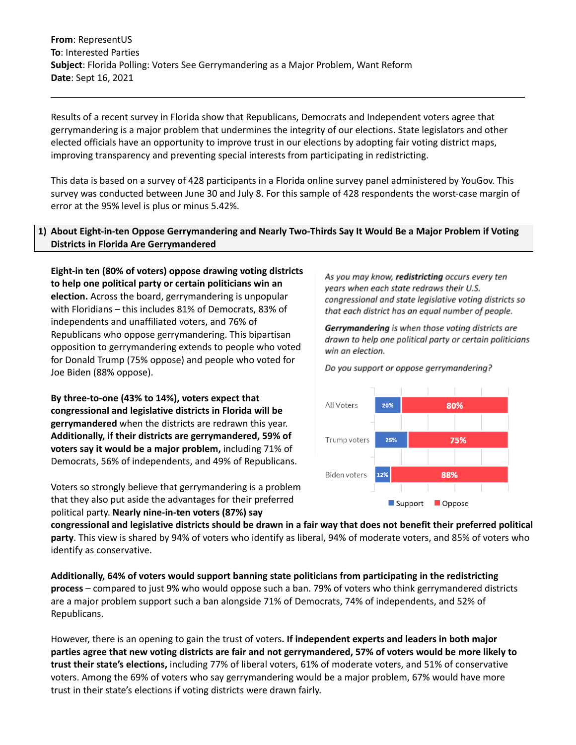**From**: RepresentUS
**To**: Interested Parties
**Subject**: Florida Polling: Voters See Gerrymandering as a Major Problem, Want Reform
**Date**: Sept 16, 2021

---

Results of a recent survey in Florida show that Republicans, Democrats and Independent voters agree that gerrymandering is a major problem that undermines the integrity of our elections. State legislators and other elected officials have an opportunity to improve trust in our elections by adopting fair voting district maps, improving transparency and preventing special interests from participating in redistricting.

This data is based on a survey of 428 participants in a Florida online survey panel administered by YouGov. This survey was conducted between June 30 and July 8. For this sample of 428 respondents the worst-case margin of error at the 95% level is plus or minus 5.42%.

## 1) About Eight-in-ten Oppose Gerrymandering and Nearly Two-Thirds Say It Would Be a Major Problem if Voting Districts in Florida Are Gerrymandered

**Eight-in ten (80% of voters) oppose drawing voting districts to help one political party or certain politicians win an election.** Across the board, gerrymandering is unpopular with Floridians – this includes 81% of Democrats, 83% of independents and unaffiliated voters, and 76% of Republicans who oppose gerrymandering. This bipartisan opposition to gerrymandering extends to people who voted for Donald Trump (75% oppose) and people who voted for Joe Biden (88% oppose).

*As you may know, **redistricting** occurs every ten years when each state redraws their U.S. congressional and state legislative voting districts so that each district has an equal number of people.*

***Gerrymandering** is when those voting districts are drawn to help one political party or certain politicians win an election.*

*Do you support or oppose gerrymandering?*

All Voters 20% 80%
Trump voters 25% 75%
Biden voters 12% 88%
Support Oppose

**By three-to-one (43% to 14%), voters expect that congressional and legislative districts in Florida will be gerrymandered** when the districts are redrawn this year. **Additionally, if their districts are gerrymandered, 59% of voters say it would be a major problem,** including 71% of Democrats, 56% of independents, and 49% of Republicans.

Voters so strongly believe that gerrymandering is a problem that they also put aside the advantages for their preferred political party. **Nearly nine-in-ten voters (87%) say congressional and legislative districts should be drawn in a fair way that does not benefit their preferred political party**. This view is shared by 94% of voters who identify as liberal, 94% of moderate voters, and 85% of voters who identify as conservative.

**Additionally, 64% of voters would support banning state politicians from participating in the redistricting process** – compared to just 9% who would oppose such a ban. 79% of voters who think gerrymandered districts are a major problem support such a ban alongside 71% of Democrats, 74% of independents, and 52% of Republicans.

However, there is an opening to gain the trust of voters**. If independent experts and leaders in both major parties agree that new voting districts are fair and not gerrymandered, 57% of voters would be more likely to trust their state's elections,** including 77% of liberal voters, 61% of moderate voters, and 51% of conservative voters. Among the 69% of voters who say gerrymandering would be a major problem, 67% would have more trust in their state's elections if voting districts were drawn fairly.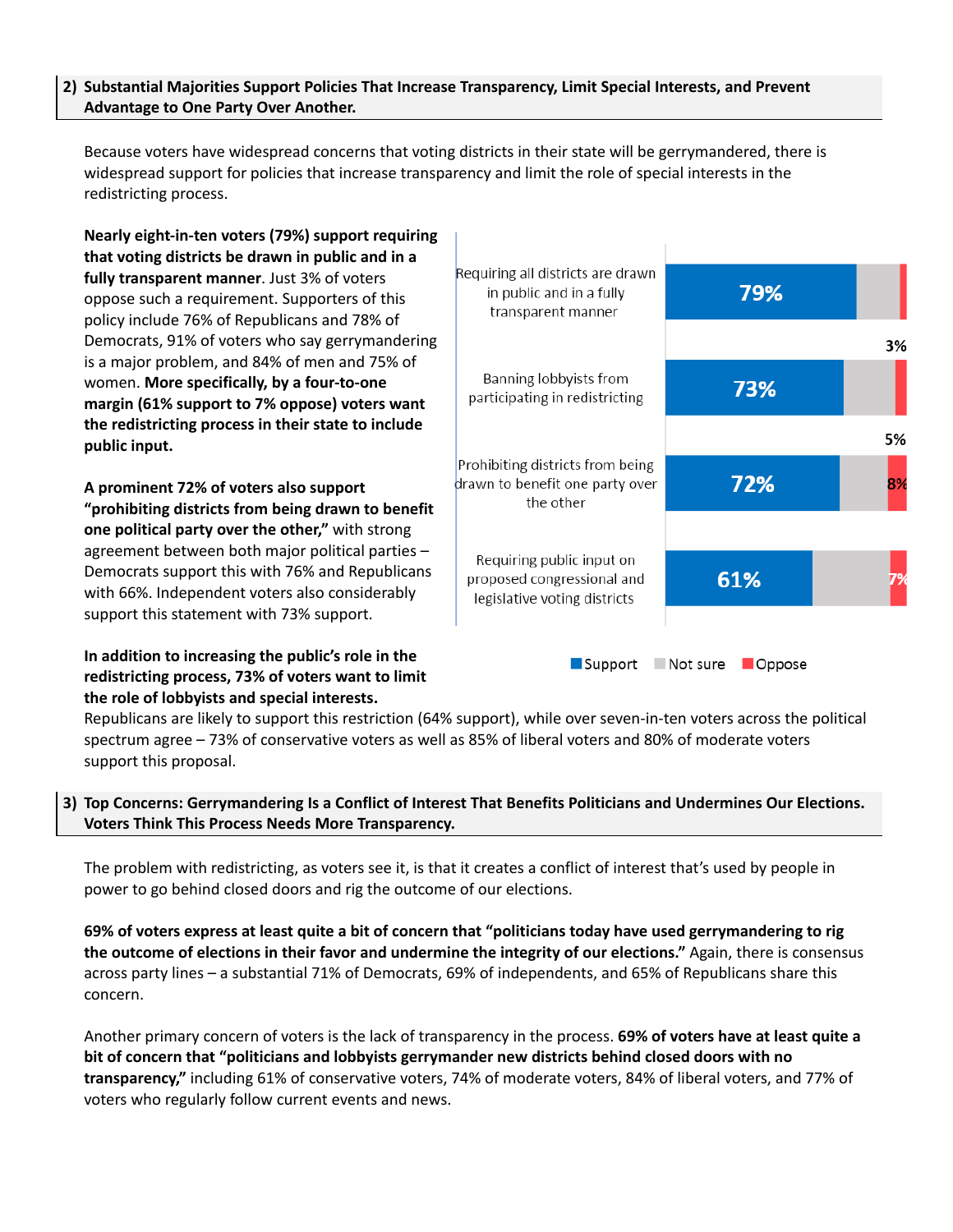## 2) Substantial Majorities Support Policies That Increase Transparency, Limit Special Interests, and Prevent Advantage to One Party Over Another.

Because voters have widespread concerns that voting districts in their state will be gerrymandered, there is widespread support for policies that increase transparency and limit the role of special interests in the redistricting process.

**Nearly eight-in-ten voters (79%) support requiring that voting districts be drawn in public and in a fully transparent manner**. Just 3% of voters oppose such a requirement. Supporters of this policy include 76% of Republicans and 78% of Democrats, 91% of voters who say gerrymandering is a major problem, and 84% of men and 75% of women. **More specifically, by a four-to-one margin (61% support to 7% oppose) voters want the redistricting process in their state to include public input.**

**A prominent 72% of voters also support "prohibiting districts from being drawn to benefit one political party over the other,"** with strong agreement between both major political parties – Democrats support this with 76% and Republicans with 66%. Independent voters also considerably support this statement with 73% support.

Requiring all districts are drawn in public and in a fully transparent manner
79%
3%
Banning lobbyists from participating in redistricting
73%
5%
Prohibiting districts from being drawn to benefit one party over the other
72%
8%
Requiring public input on proposed congressional and legislative voting districts
61%
7%
Support
Not sure
Oppose

**In addition to increasing the public's role in the redistricting process, 73% of voters want to limit the role of lobbyists and special interests.** Republicans are likely to support this restriction (64% support), while over seven-in-ten voters across the political spectrum agree – 73% of conservative voters as well as 85% of liberal voters and 80% of moderate voters support this proposal.

## 3) Top Concerns: Gerrymandering Is a Conflict of Interest That Benefits Politicians and Undermines Our Elections. Voters Think This Process Needs More Transparency.

The problem with redistricting, as voters see it, is that it creates a conflict of interest that's used by people in power to go behind closed doors and rig the outcome of our elections.

**69% of voters express at least quite a bit of concern that "politicians today have used gerrymandering to rig the outcome of elections in their favor and undermine the integrity of our elections."** Again, there is consensus across party lines – a substantial 71% of Democrats, 69% of independents, and 65% of Republicans share this concern.

Another primary concern of voters is the lack of transparency in the process. **69% of voters have at least quite a bit of concern that "politicians and lobbyists gerrymander new districts behind closed doors with no transparency,"** including 61% of conservative voters, 74% of moderate voters, 84% of liberal voters, and 77% of voters who regularly follow current events and news.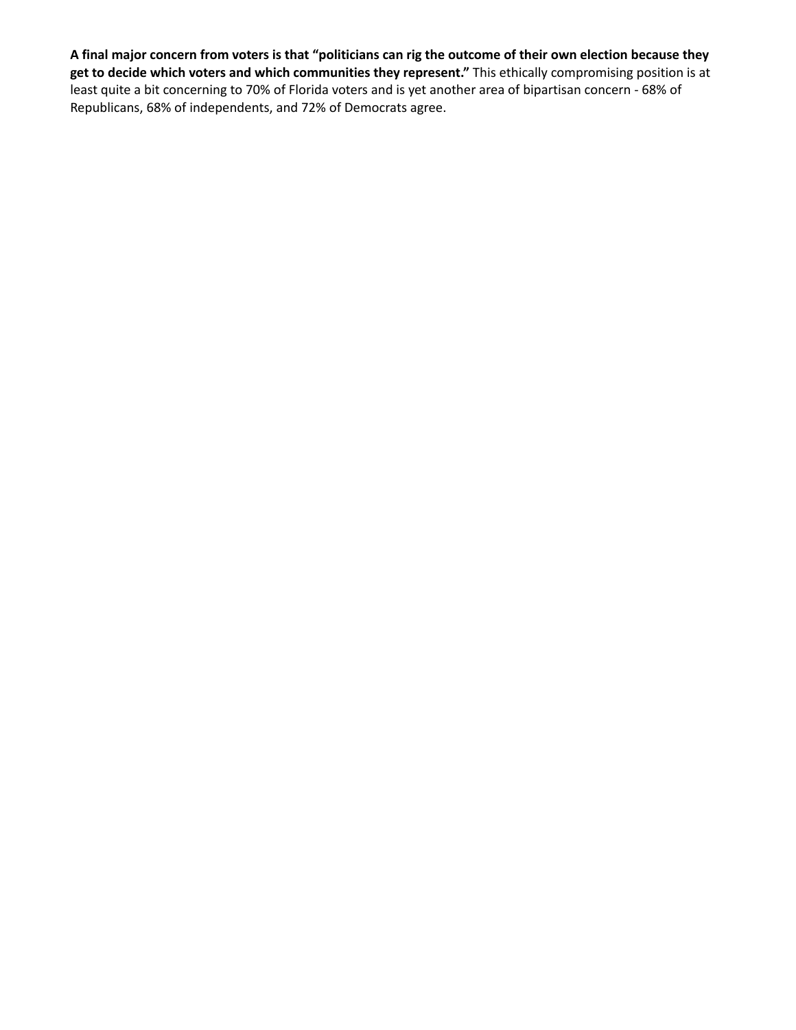**A final major concern from voters is that "politicians can rig the outcome of their own election because they get to decide which voters and which communities they represent."** This ethically compromising position is at least quite a bit concerning to 70% of Florida voters and is yet another area of bipartisan concern - 68% of Republicans, 68% of independents, and 72% of Democrats agree.